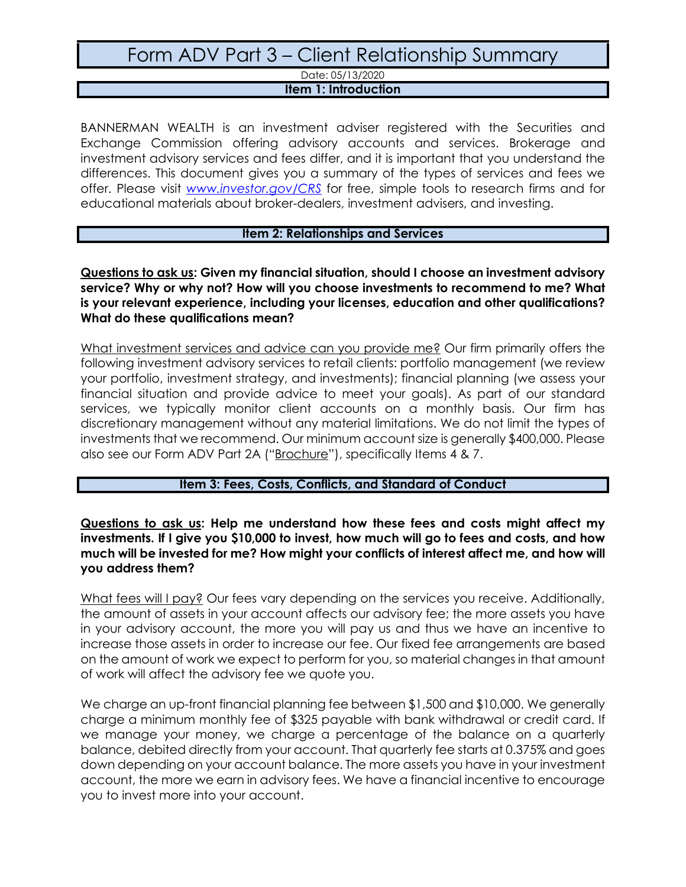# Form ADV Part 3 – Client Relationship Summary

Date: 05/13/2020

## Item 1: Introduction

BANNERMAN WEALTH is an investment adviser registered with the Securities and Exchange Commission offering advisory accounts and services. Brokerage and investment advisory services and fees differ, and it is important that you understand the differences. This document gives you a summary of the types of services and fees we offer. Please visit *www.investor.gov/CRS* for free, simple tools to research firms and for educational materials about broker-dealers, investment advisers, and investing.

## Item 2: Relationships and Services

**Questions to ask us: Given my financial situation, should I choose an investment advisory service? Why or why not? How will you choose investments to recommend to me? What is your relevant experience, including your licenses, education and other qualifications? What do these qualifications mean?**

What investment services and advice can you provide me? Our firm primarily offers the following investment advisory services to retail clients: portfolio management (we review your portfolio, investment strategy, and investments); financial planning (we assess your financial situation and provide advice to meet your goals). As part of our standard services, we typically monitor client accounts on a monthly basis. Our firm has discretionary management without any material limitations. We do not limit the types of investments that we recommend. Our minimum account size is generally $400,000. Please also see our Form ADV Part 2A ("Brochure"), specifically Items 4 & 7.

## Item 3: Fees, Costs, Conflicts, and Standard of Conduct

**Questions to ask us: Help me understand how these fees and costs might affect my investments. If I give you $10,000 to invest, how much will go to fees and costs, and how much will be invested for me? How might your conflicts of interest affect me, and how will you address them?**

What fees will I pay? Our fees vary depending on the services you receive. Additionally, the amount of assets in your account affects our advisory fee; the more assets you have in your advisory account, the more you will pay us and thus we have an incentive to increase those assets in order to increase our fee. Our fixed fee arrangements are based on the amount of work we expect to perform for you, so material changes in that amount of work will affect the advisory fee we quote you.

We charge an up-front financial planning fee between $1,500 and $10,000. We generally charge a minimum monthly fee of $325 payable with bank withdrawal or credit card. If we manage your money, we charge a percentage of the balance on a quarterly balance, debited directly from your account. That quarterly fee starts at 0.375% and goes down depending on your account balance. The more assets you have in your investment account, the more we earn in advisory fees. We have a financial incentive to encourage you to invest more into your account.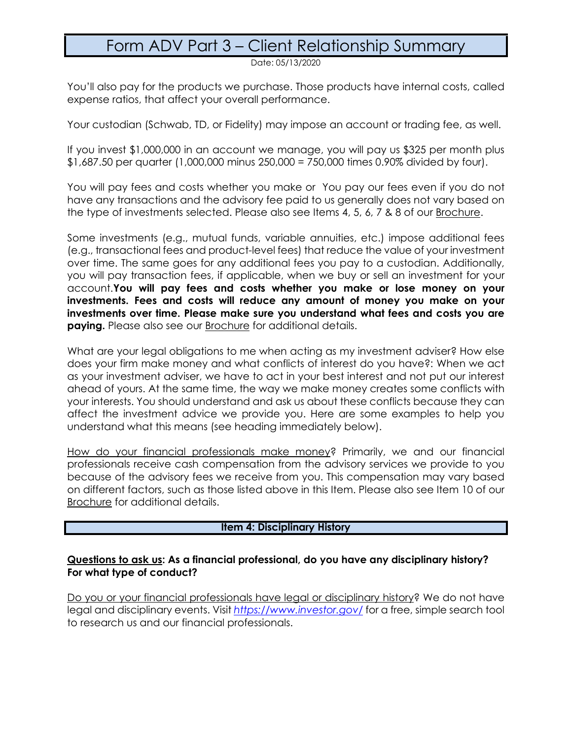You'll also pay for the products we purchase. Those products have internal costs, called expense ratios, that affect your overall performance.

Your custodian (Schwab, TD, or Fidelity) may impose an account or trading fee, as well.

If you invest $1,000,000 in an account we manage, you will pay us $325 per month plus $1,687.50 per quarter (1,000,000 minus 250,000 = 750,000 times 0.90% divided by four).

You will pay fees and costs whether you make or  You pay our fees even if you do not have any transactions and the advisory fee paid to us generally does not vary based on the type of investments selected. Please also see Items 4, 5, 6, 7 & 8 of our Brochure.

Some investments (e.g., mutual funds, variable annuities, etc.) impose additional fees (e.g., transactional fees and product-level fees) that reduce the value of your investment over time. The same goes for any additional fees you pay to a custodian. Additionally, you will pay transaction fees, if applicable, when we buy or sell an investment for your account.**You will pay fees and costs whether you make or lose money on your investments. Fees and costs will reduce any amount of money you make on your investments over time. Please make sure you understand what fees and costs you are paying.** Please also see our Brochure for additional details.

What are your legal obligations to me when acting as my investment adviser? How else does your firm make money and what conflicts of interest do you have?: When we act as your investment adviser, we have to act in your best interest and not put our interest ahead of yours. At the same time, the way we make money creates some conflicts with your interests. You should understand and ask us about these conflicts because they can affect the investment advice we provide you. Here are some examples to help you understand what this means (see heading immediately below).

How do your financial professionals make money? Primarily, we and our financial professionals receive cash compensation from the advisory services we provide to you because of the advisory fees we receive from you. This compensation may vary based on different factors, such as those listed above in this Item. Please also see Item 10 of our Brochure for additional details.

## Item 4: Disciplinary History

**Questions to ask us: As a financial professional, do you have any disciplinary history? For what type of conduct?**

Do you or your financial professionals have legal or disciplinary history? We do not have legal and disciplinary events. Visit *https://www.investor.gov/* for a free, simple search tool to research us and our financial professionals.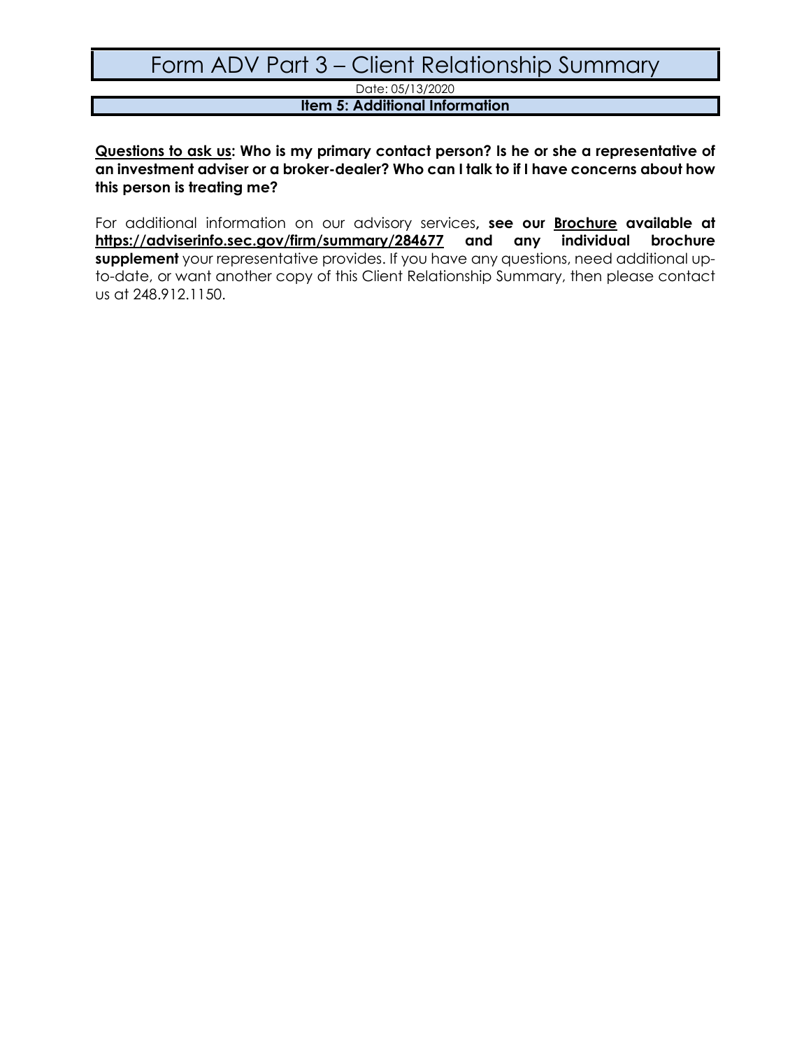# Form ADV Part 3 – Client Relationship Summary

Date: 05/13/2020

## Item 5: Additional Information

**Questions to ask us: Who is my primary contact person? Is he or she a representative of an investment adviser or a broker-dealer? Who can I talk to if I have concerns about how this person is treating me?**

For additional information on our advisory services**, see our Brochure available at https://adviserinfo.sec.gov/firm/summary/284677 and any individual brochure supplement** your representative provides. If you have any questions, need additional up-to-date, or want another copy of this Client Relationship Summary, then please contact us at 248.912.1150.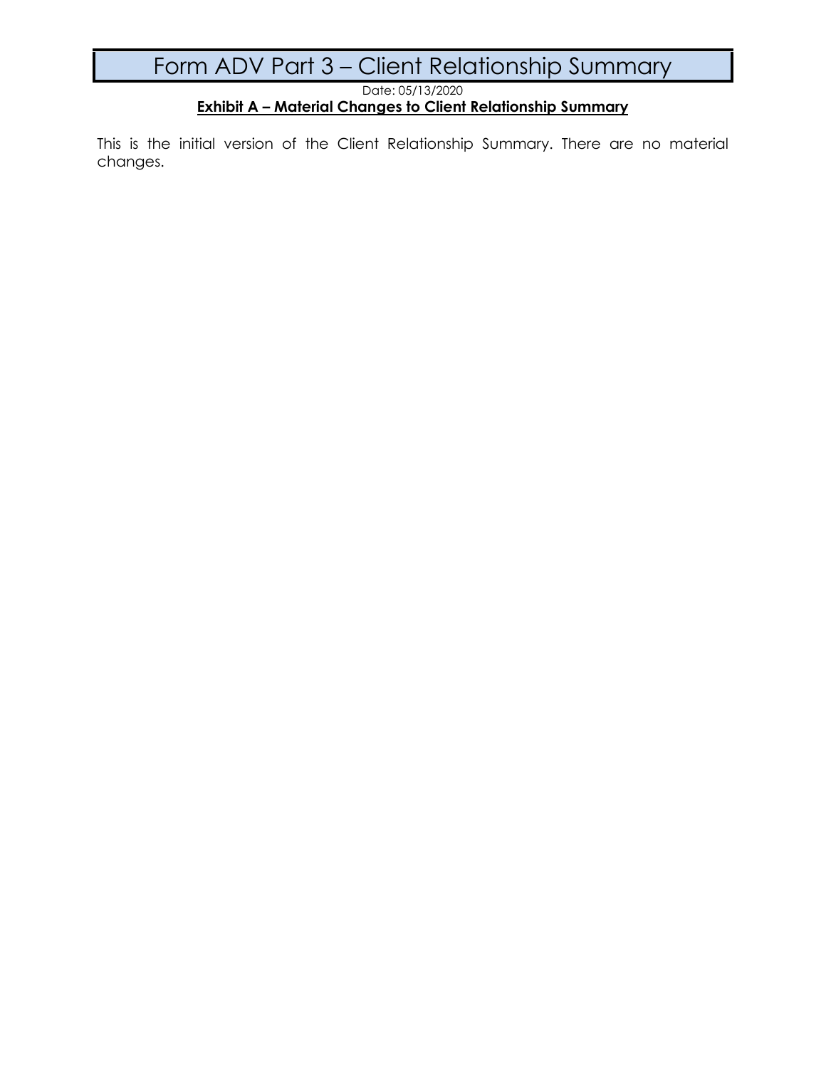# Form ADV Part 3 – Client Relationship Summary

Date: 05/13/2020

**Exhibit A – Material Changes to Client Relationship Summary**

This is the initial version of the Client Relationship Summary. There are no material changes.